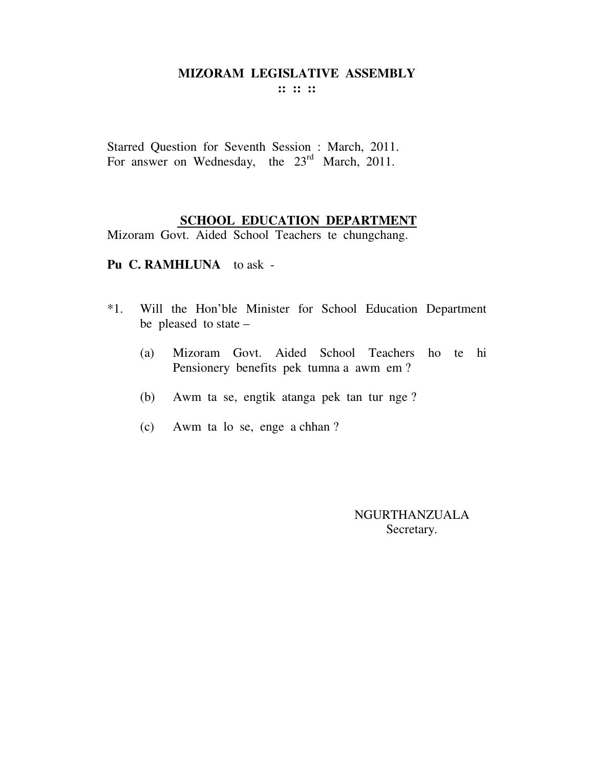# MIZORAM LEGISLATIVE ASSEMBLY

:: :: ::

Starred Question for Seventh Session : March, 2011.
For answer on Wednesday, the 23rd March, 2011.

## SCHOOL EDUCATION DEPARTMENT

Mizoram Govt. Aided School Teachers te chungchang.

**Pu C. RAMHLUNA** to ask -

*1. Will the Hon'ble Minister for School Education Department be pleased to state –

(a) Mizoram Govt. Aided School Teachers ho te hi Pensionery benefits pek tumna a awm em ?

(b) Awm ta se, engtik atanga pek tan tur nge ?

(c) Awm ta lo se, enge a chhan ?

NGURTHANZUALA
Secretary.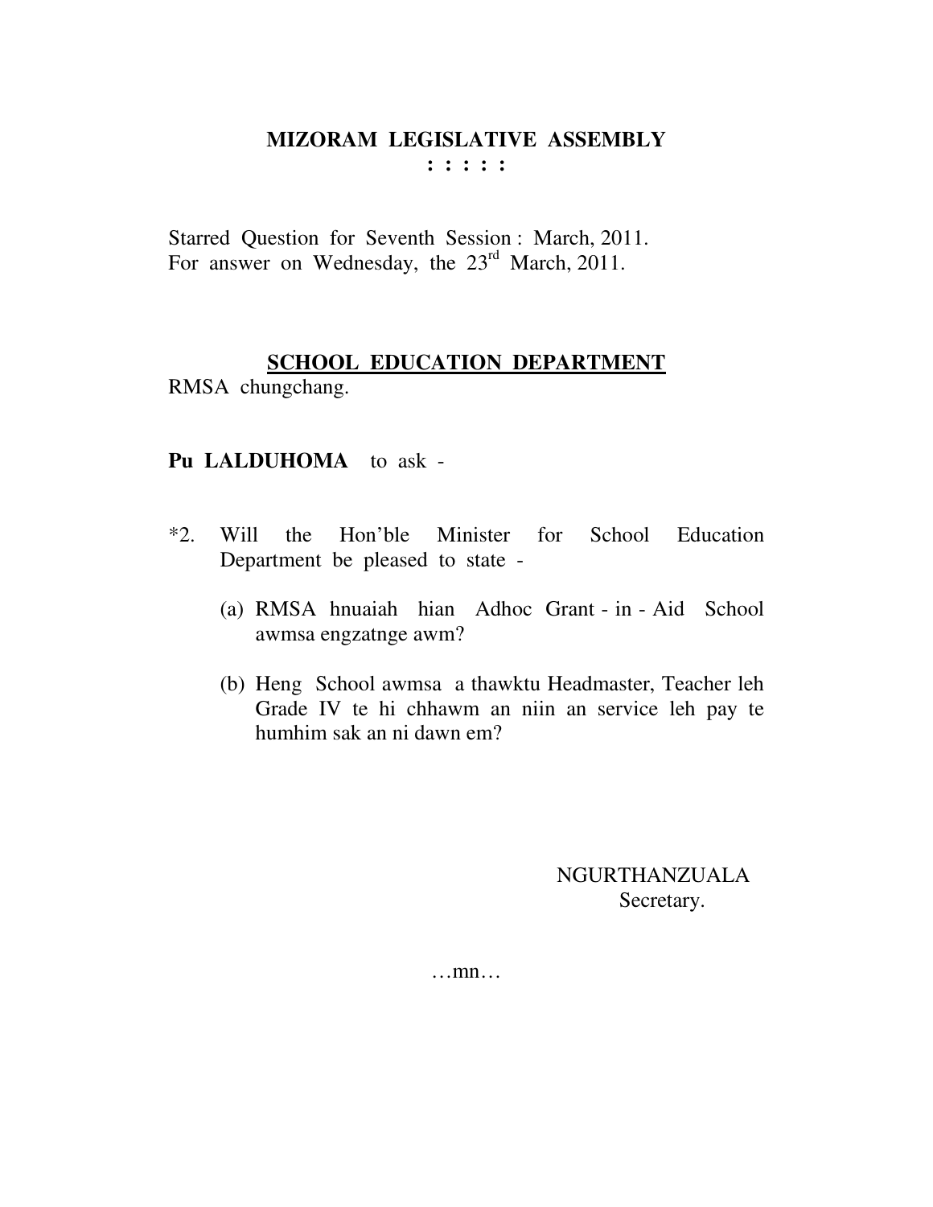**MIZORAM LEGISLATIVE ASSEMBLY**

**: : : : :**

Starred Question for Seventh Session : March, 2011.
For answer on Wednesday, the 23rd March, 2011.

**<u>SCHOOL EDUCATION DEPARTMENT</u>**

RMSA chungchang.

**Pu LALDUHOMA** to ask -

*2. Will the Hon'ble Minister for School Education Department be pleased to state -

(a) RMSA hnuaiah hian Adhoc Grant - in - Aid School awmsa engzatnge awm?

(b) Heng School awmsa a thawktu Headmaster, Teacher leh Grade IV te hi chhawm an niin an service leh pay te humhim sak an ni dawn em?

NGURTHANZUALA
Secretary.

…mn…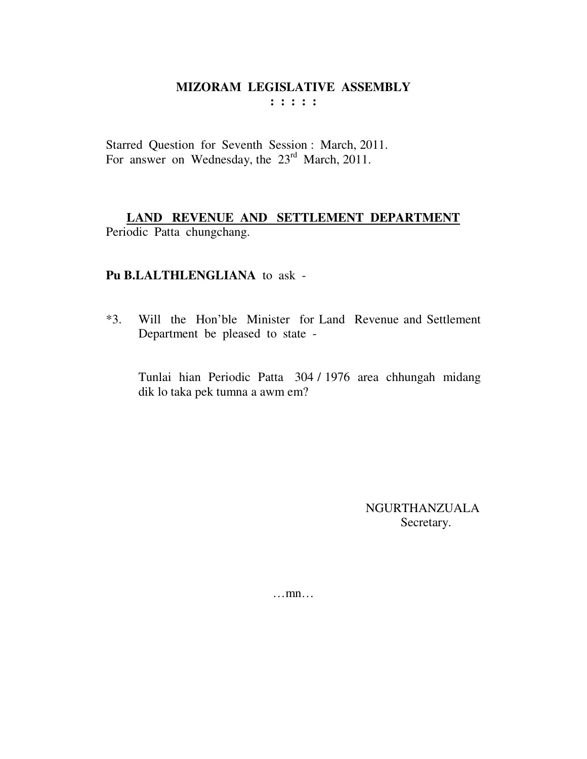**MIZORAM LEGISLATIVE ASSEMBLY**
**: : : : :**

Starred Question for Seventh Session : March, 2011.
For answer on Wednesday, the 23rd March, 2011.

**LAND REVENUE AND SETTLEMENT DEPARTMENT**
Periodic Patta chungchang.

**Pu B.LALTHLENGLIANA** to ask -

*3. Will the Hon'ble Minister for Land Revenue and Settlement Department be pleased to state -

Tunlai hian Periodic Patta 304 / 1976 area chhungah midang dik lo taka pek tumna a awm em?

NGURTHANZUALA
Secretary.

…mn…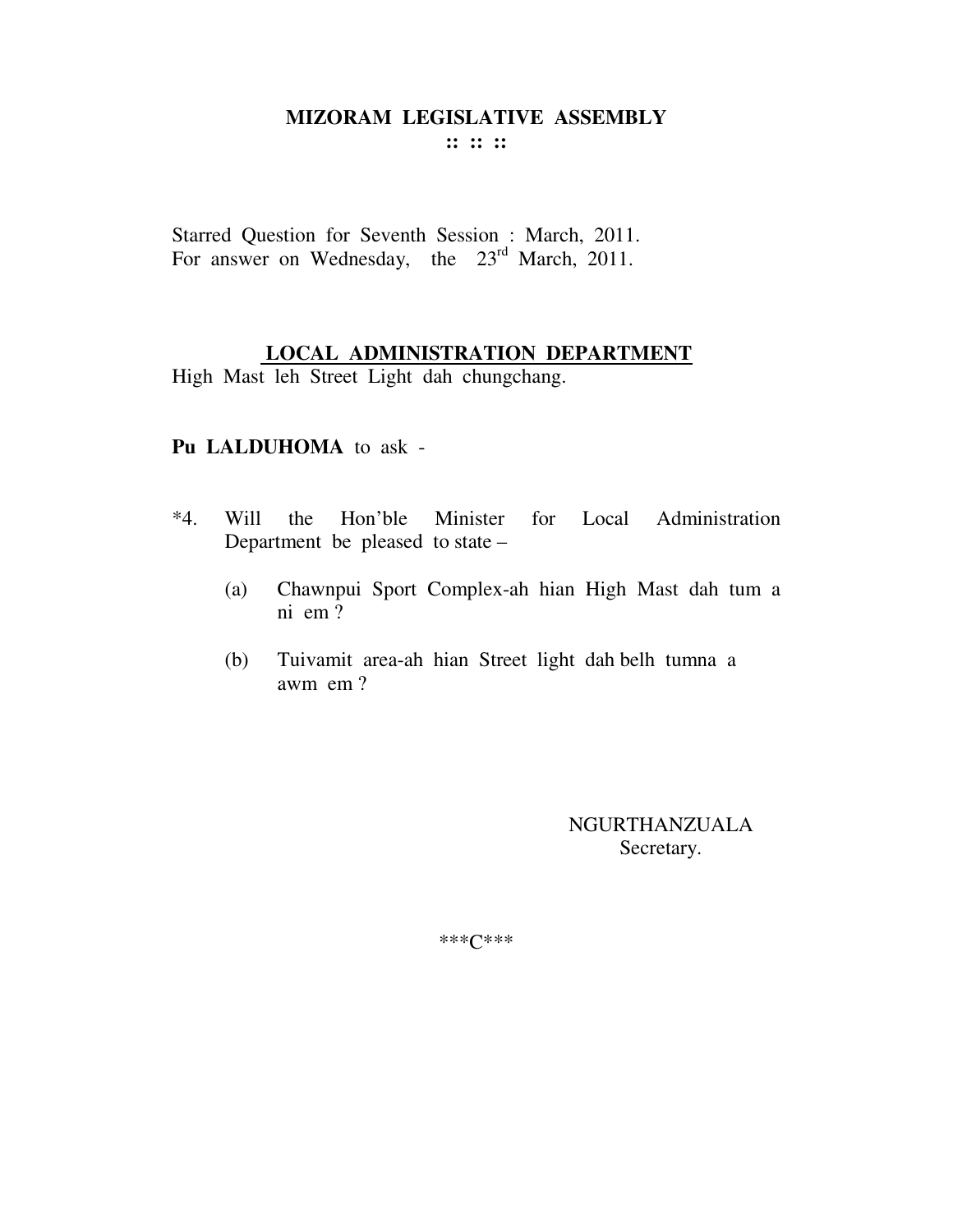**MIZORAM LEGISLATIVE ASSEMBLY**
**:: :: ::**

Starred Question for Seventh Session : March, 2011.
For answer on Wednesday, the 23rd March, 2011.

**LOCAL ADMINISTRATION DEPARTMENT**
High Mast leh Street Light dah chungchang.

**Pu LALDUHOMA** to ask -

*4. Will the Hon'ble Minister for Local Administration Department be pleased to state –

(a) Chawnpui Sport Complex-ah hian High Mast dah tum a ni em ?

(b) Tuivamit area-ah hian Street light dah belh tumna a awm em ?

NGURTHANZUALA
Secretary.

\*\*\*C\*\*\*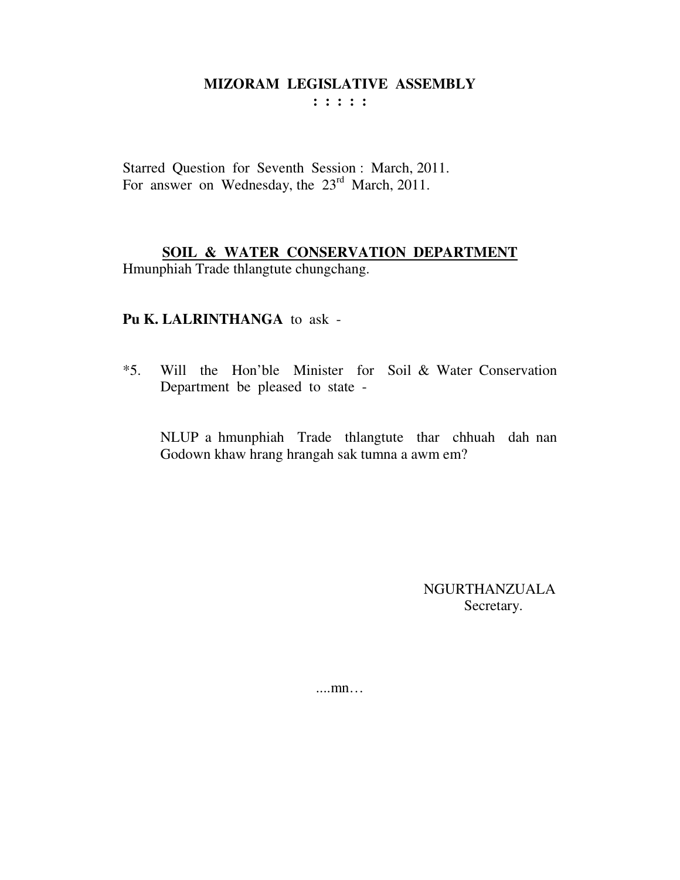# MIZORAM LEGISLATIVE ASSEMBLY

**: : : : :**

Starred Question for Seventh Session : March, 2011.
For answer on Wednesday, the 23rd March, 2011.

**SOIL & WATER CONSERVATION DEPARTMENT**

Hmunphiah Trade thlangtute chungchang.

**Pu K. LALRINTHANGA** to ask -

*5. Will the Hon'ble Minister for Soil & Water Conservation Department be pleased to state -

NLUP a hmunphiah Trade thlangtute thar chhuah dah nan Godown khaw hrang hrangah sak tumna a awm em?

NGURTHANZUALA
Secretary.

....mn…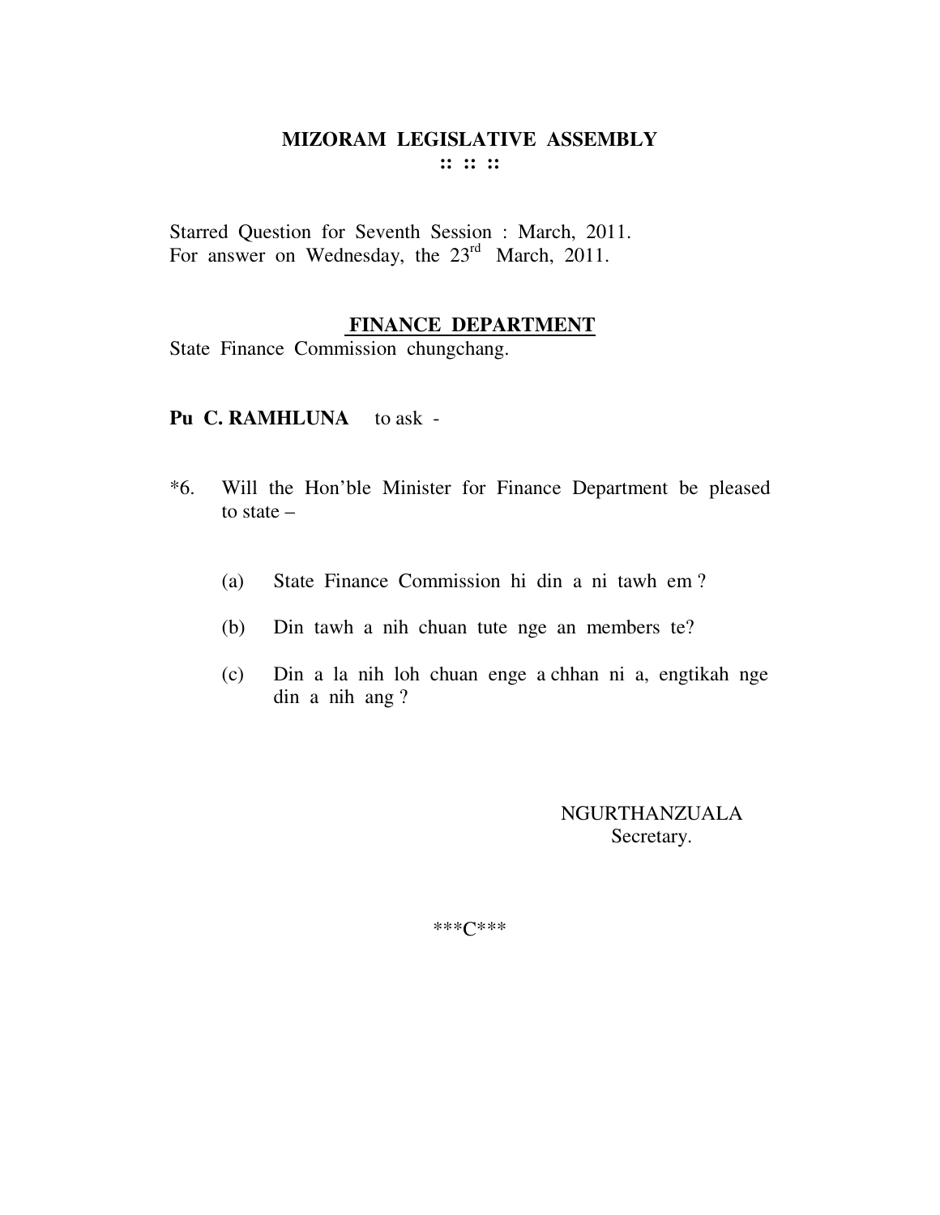# MIZORAM LEGISLATIVE ASSEMBLY

:: :: ::

Starred Question for Seventh Session : March, 2011.
For answer on Wednesday, the 23rd March, 2011.

## FINANCE DEPARTMENT

State Finance Commission chungchang.

**Pu C. RAMHLUNA** to ask -

*6. Will the Hon'ble Minister for Finance Department be pleased to state –

(a) State Finance Commission hi din a ni tawh em ?

(b) Din tawh a nih chuan tute nge an members te?

(c) Din a la nih loh chuan enge a chhan ni a, engtikah nge din a nih ang ?

NGURTHANZUALA
Secretary.

***C***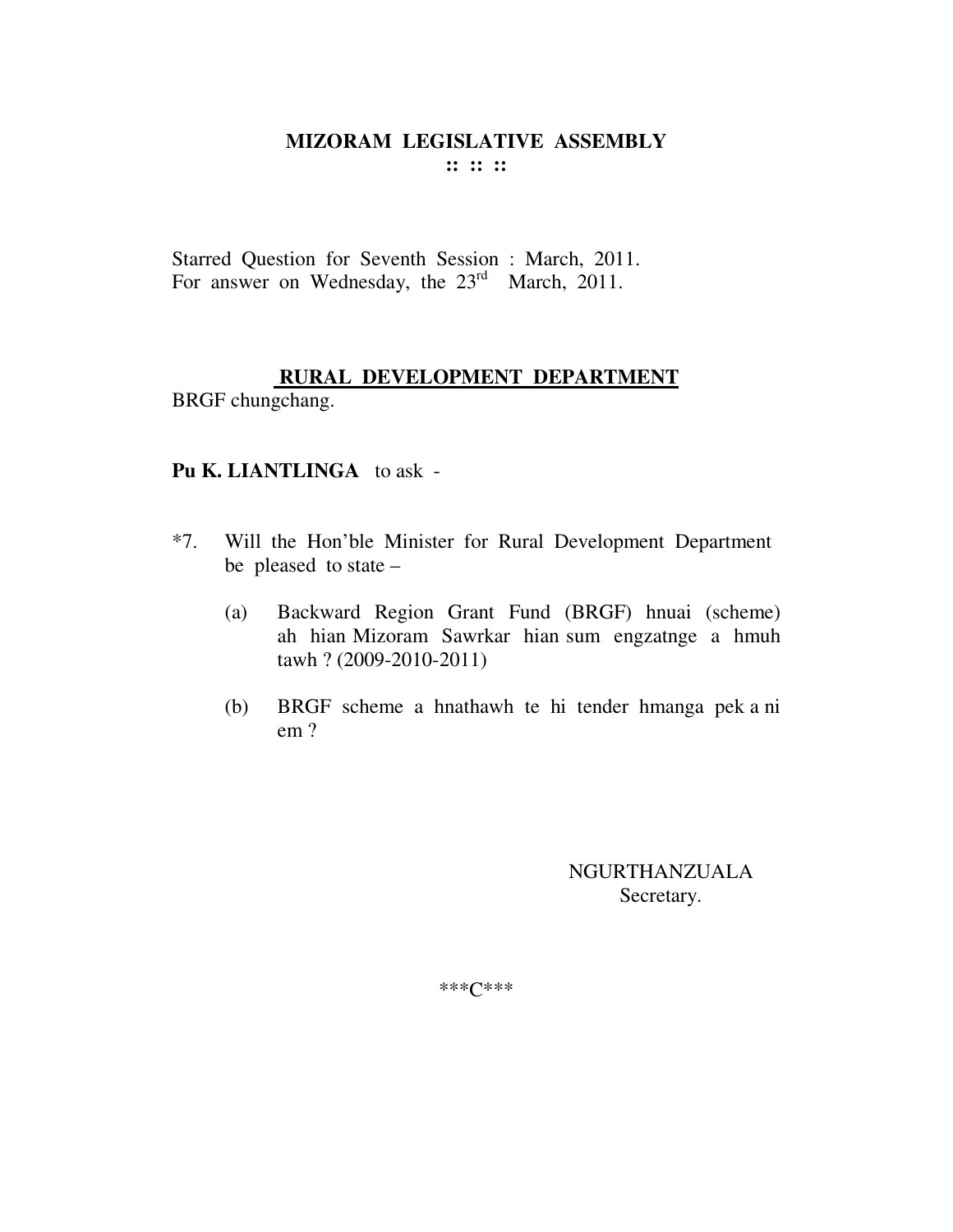# MIZORAM LEGISLATIVE ASSEMBLY

**:: :: ::**

Starred Question for Seventh Session : March, 2011.
For answer on Wednesday, the 23rd March, 2011.

## RURAL DEVELOPMENT DEPARTMENT

BRGF chungchang.

**Pu K. LIANTLINGA** to ask -

*7. Will the Hon'ble Minister for Rural Development Department be pleased to state –

(a) Backward Region Grant Fund (BRGF) hnuai (scheme) ah hian Mizoram Sawrkar hian sum engzatnge a hmuh tawh ? (2009-2010-2011)

(b) BRGF scheme a hnathawh te hi tender hmanga pek a ni em ?

NGURTHANZUALA
Secretary.

***C***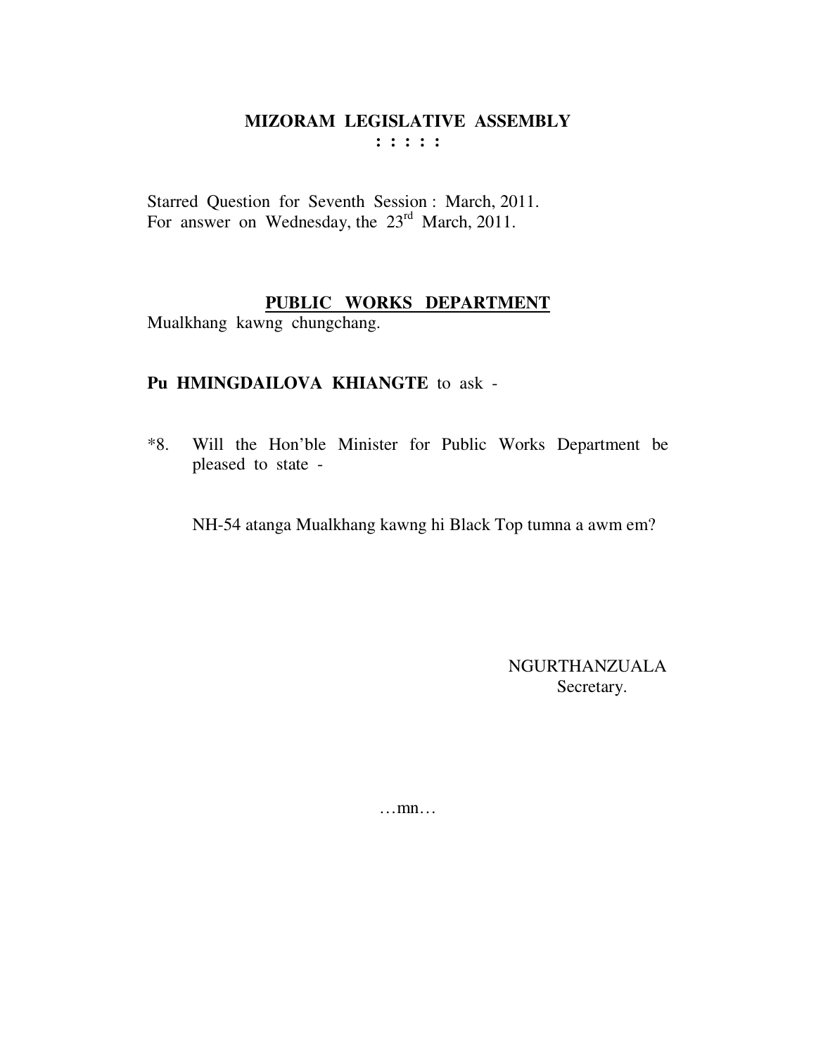# MIZORAM LEGISLATIVE ASSEMBLY

**: : : : :**

Starred Question for Seventh Session : March, 2011.
For answer on Wednesday, the 23rd March, 2011.

## PUBLIC WORKS DEPARTMENT

Mualkhang kawng chungchang.

**Pu HMINGDAILOVA KHIANGTE** to ask -

*8. Will the Hon'ble Minister for Public Works Department be pleased to state -

NH-54 atanga Mualkhang kawng hi Black Top tumna a awm em?

NGURTHANZUALA
Secretary.

…mn…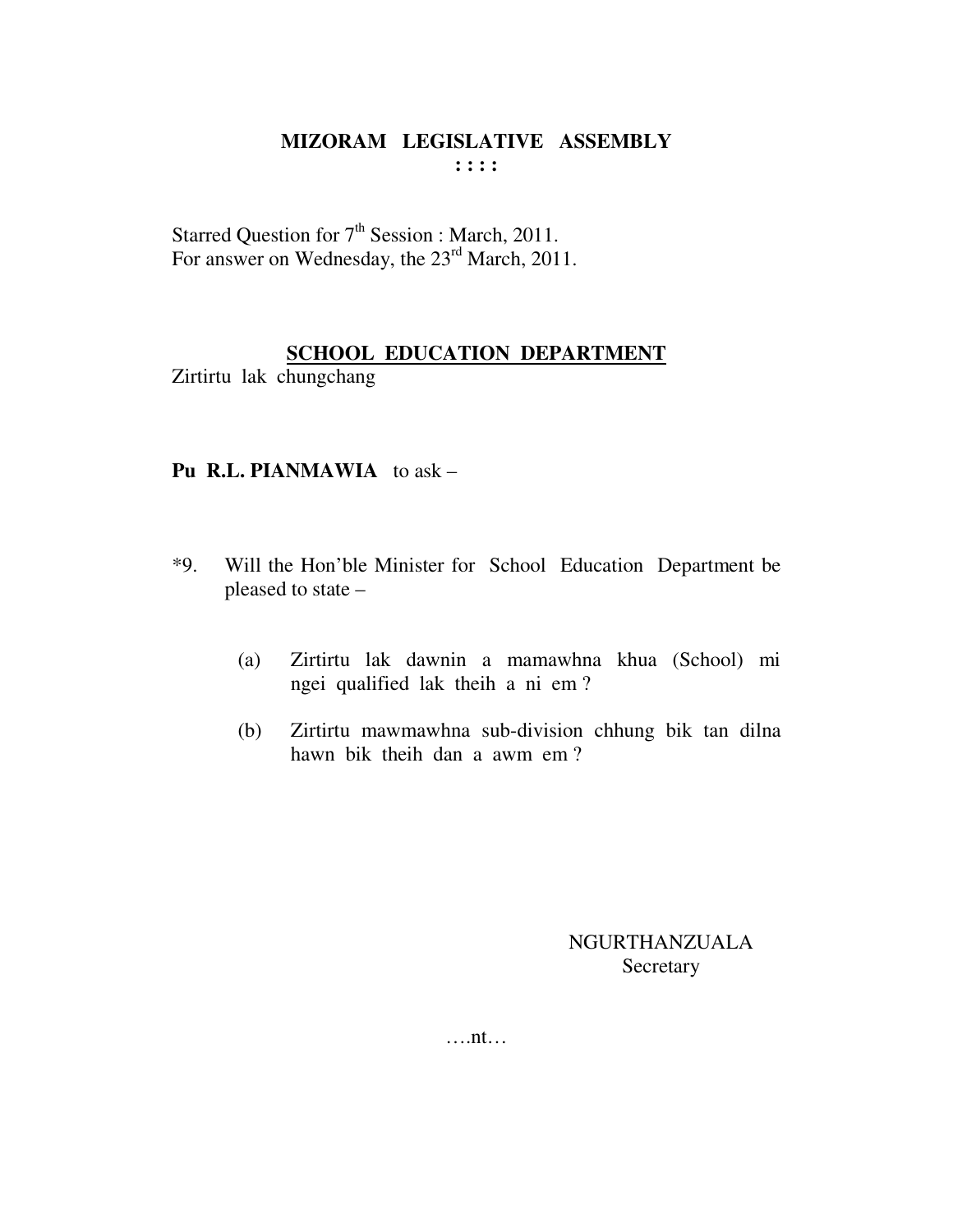# MIZORAM LEGISLATIVE ASSEMBLY

**: : : :**

Starred Question for 7th Session : March, 2011.
For answer on Wednesday, the 23rd March, 2011.

**SCHOOL EDUCATION DEPARTMENT**

Zirtirtu lak chungchang

**Pu R.L. PIANMAWIA** to ask –

*9. Will the Hon'ble Minister for School Education Department be pleased to state –

(a) Zirtirtu lak dawnin a mamawhna khua (School) mi ngei qualified lak theih a ni em ?

(b) Zirtirtu mawmawhna sub-division chhung bik tan dilna hawn bik theih dan a awm em ?

NGURTHANZUALA
Secretary

….nt…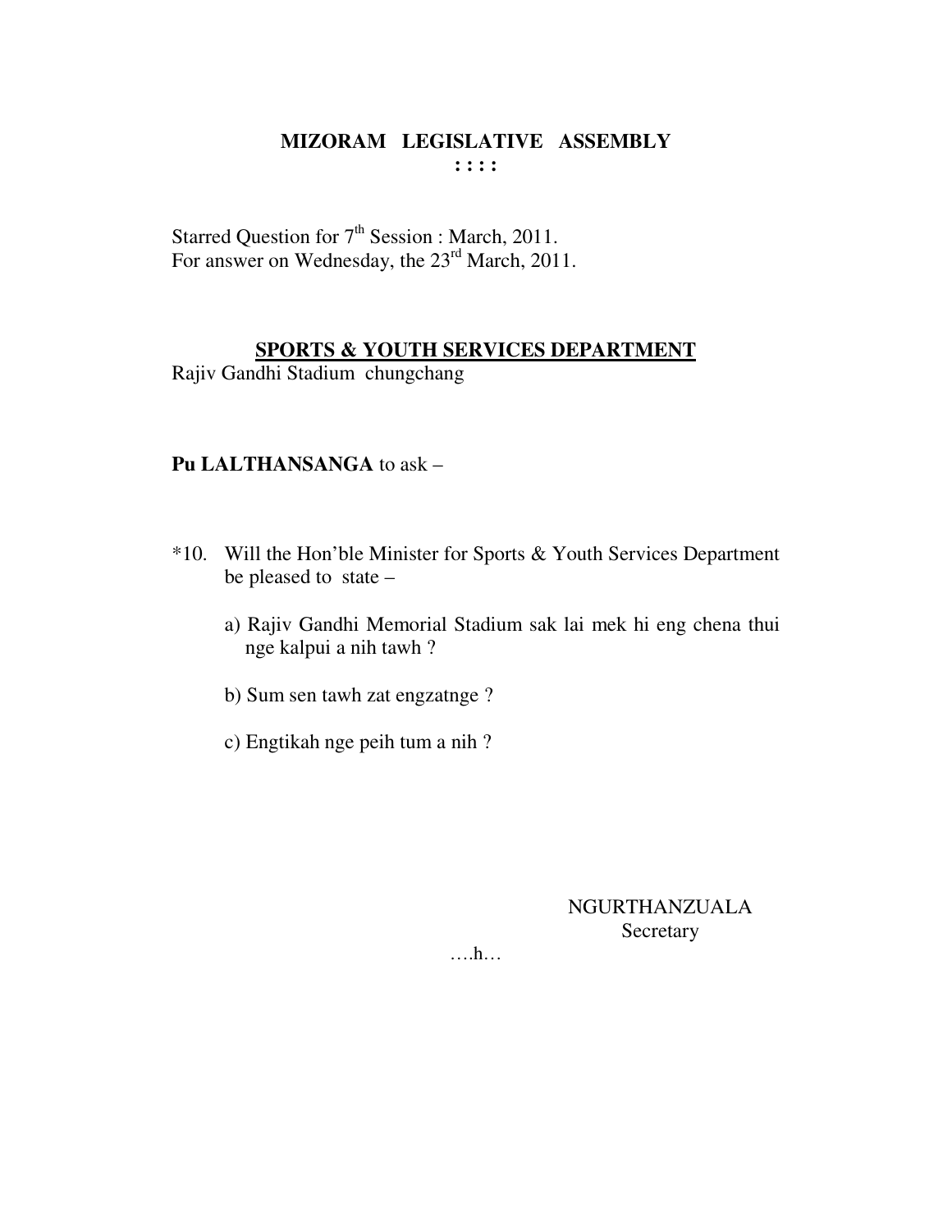# MIZORAM LEGISLATIVE ASSEMBLY

**: : : :**

Starred Question for 7th Session : March, 2011.
For answer on Wednesday, the 23rd March, 2011.

## SPORTS & YOUTH SERVICES DEPARTMENT

Rajiv Gandhi Stadium chungchang

**Pu LALTHANSANGA** to ask –

*10. Will the Hon'ble Minister for Sports & Youth Services Department be pleased to state –

a) Rajiv Gandhi Memorial Stadium sak lai mek hi eng chena thui nge kalpui a nih tawh ?

b) Sum sen tawh zat engzatnge ?

c) Engtikah nge peih tum a nih ?

NGURTHANZUALA
Secretary

….h…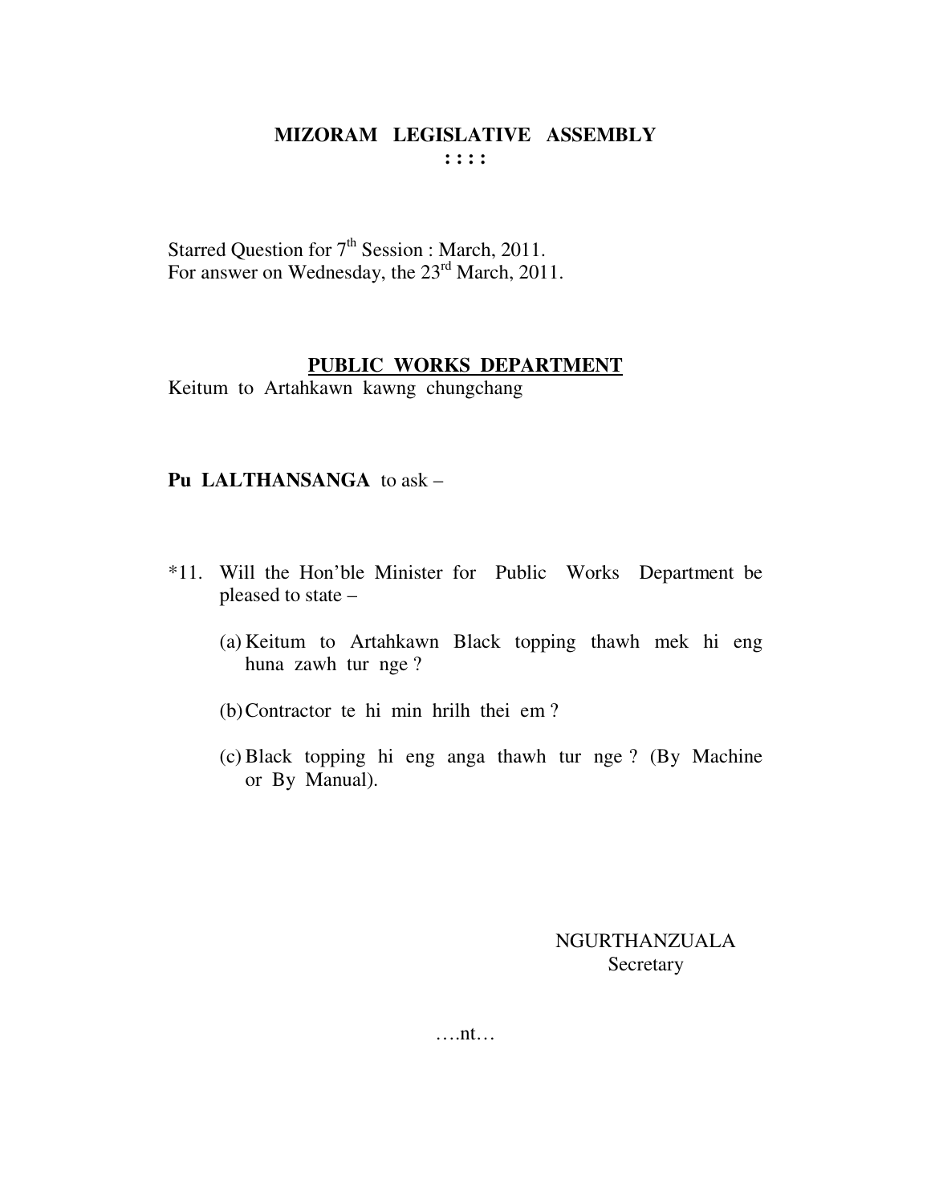**MIZORAM LEGISLATIVE ASSEMBLY**
**: : : :**

Starred Question for 7th Session : March, 2011.
For answer on Wednesday, the 23rd March, 2011.

**PUBLIC WORKS DEPARTMENT**
Keitum to Artahkawn kawng chungchang

**Pu LALTHANSANGA** to ask –

*11. Will the Hon'ble Minister for Public Works Department be pleased to state –

(a) Keitum to Artahkawn Black topping thawh mek hi eng huna zawh tur nge ?

(b) Contractor te hi min hrilh thei em ?

(c) Black topping hi eng anga thawh tur nge ? (By Machine or By Manual).

NGURTHANZUALA
Secretary

….nt…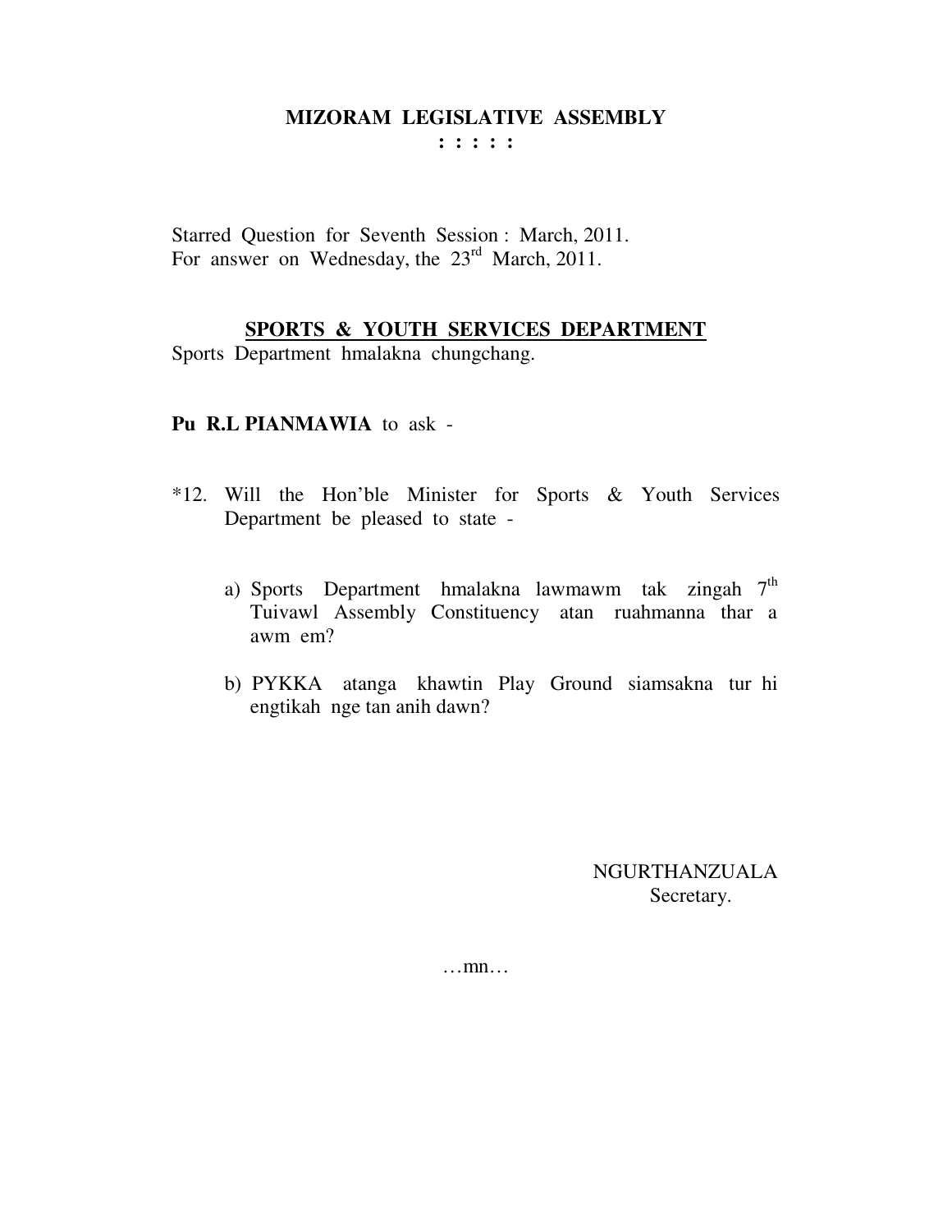# MIZORAM LEGISLATIVE ASSEMBLY

**: : : : :**

Starred Question for Seventh Session : March, 2011.
For answer on Wednesday, the 23rd March, 2011.

## SPORTS & YOUTH SERVICES DEPARTMENT

Sports Department hmalakna chungchang.

**Pu R.L PIANMAWIA** to ask -

*12. Will the Hon'ble Minister for Sports & Youth Services Department be pleased to state -

a) Sports Department hmalakna lawmawm tak zingah 7th Tuivawl Assembly Constituency atan ruahmanna thar a awm em?

b) PYKKA atanga khawtin Play Ground siamsakna tur hi engtikah nge tan anih dawn?

NGURTHANZUALA
Secretary.

…mn…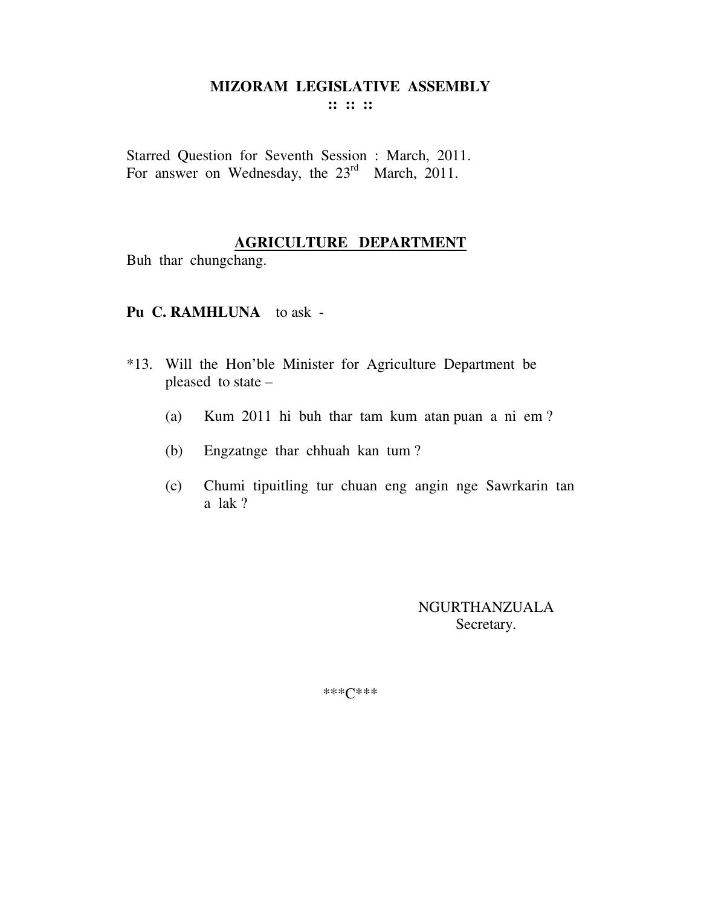**MIZORAM LEGISLATIVE ASSEMBLY**
**:: :: ::**

Starred Question for Seventh Session : March, 2011.
For answer on Wednesday, the 23rd March, 2011.

**AGRICULTURE DEPARTMENT**

Buh thar chungchang.

**Pu C. RAMHLUNA** to ask -

*13. Will the Hon'ble Minister for Agriculture Department be pleased to state –

(a) Kum 2011 hi buh thar tam kum atan puan a ni em ?

(b) Engzatnge thar chhuah kan tum ?

(c) Chumi tipuitling tur chuan eng angin nge Sawrkarin tan a lak ?

NGURTHANZUALA
Secretary.

***C***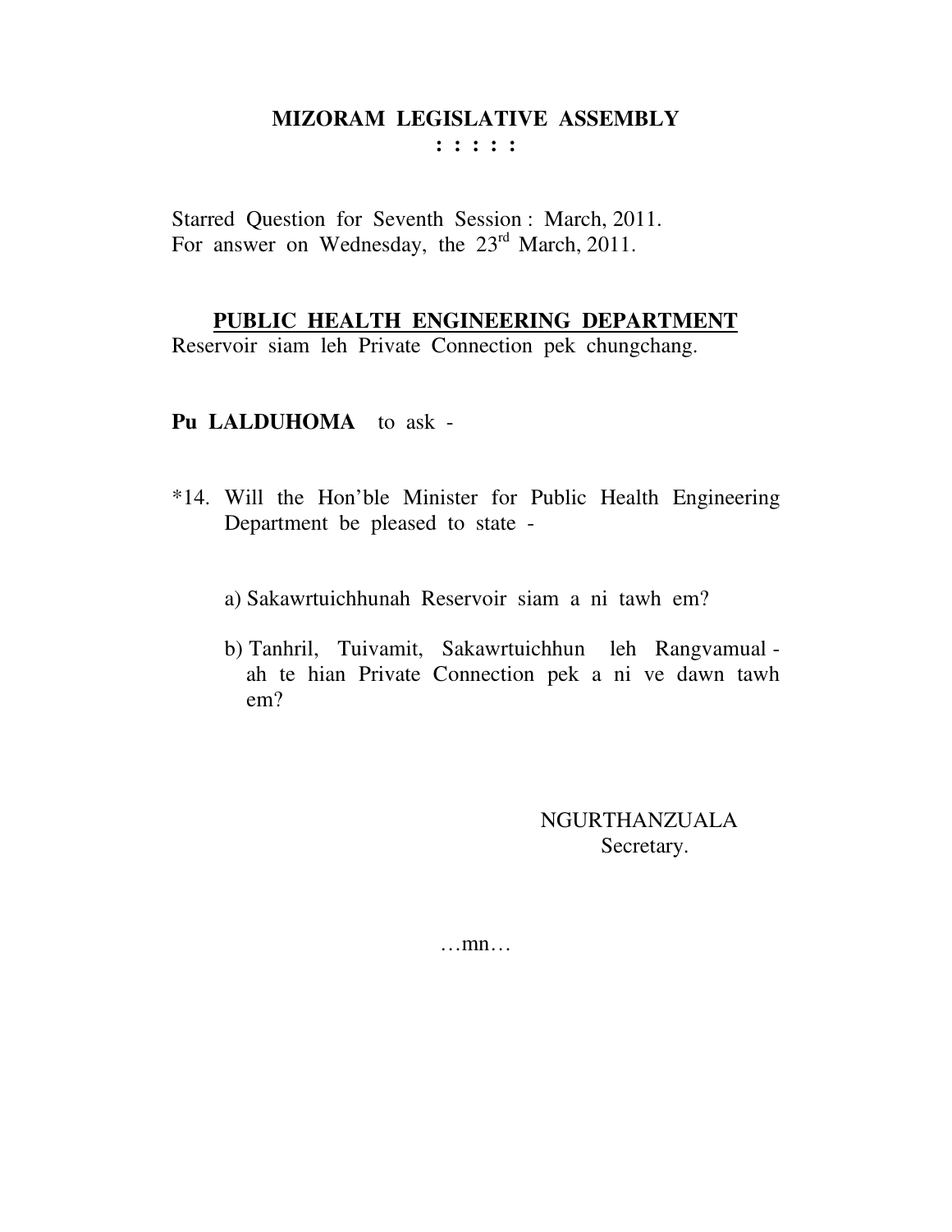**MIZORAM LEGISLATIVE ASSEMBLY**
**: : : : :**

Starred Question for Seventh Session : March, 2011.
For answer on Wednesday, the 23rd March, 2011.

**PUBLIC HEALTH ENGINEERING DEPARTMENT**
Reservoir siam leh Private Connection pek chungchang.

**Pu LALDUHOMA** to ask -

*14. Will the Hon'ble Minister for Public Health Engineering Department be pleased to state -

a) Sakawrtuichhunah Reservoir siam a ni tawh em?

b) Tanhril, Tuivamit, Sakawrtuichhun leh Rangvamual - ah te hian Private Connection pek a ni ve dawn tawh em?

NGURTHANZUALA
Secretary.

…mn…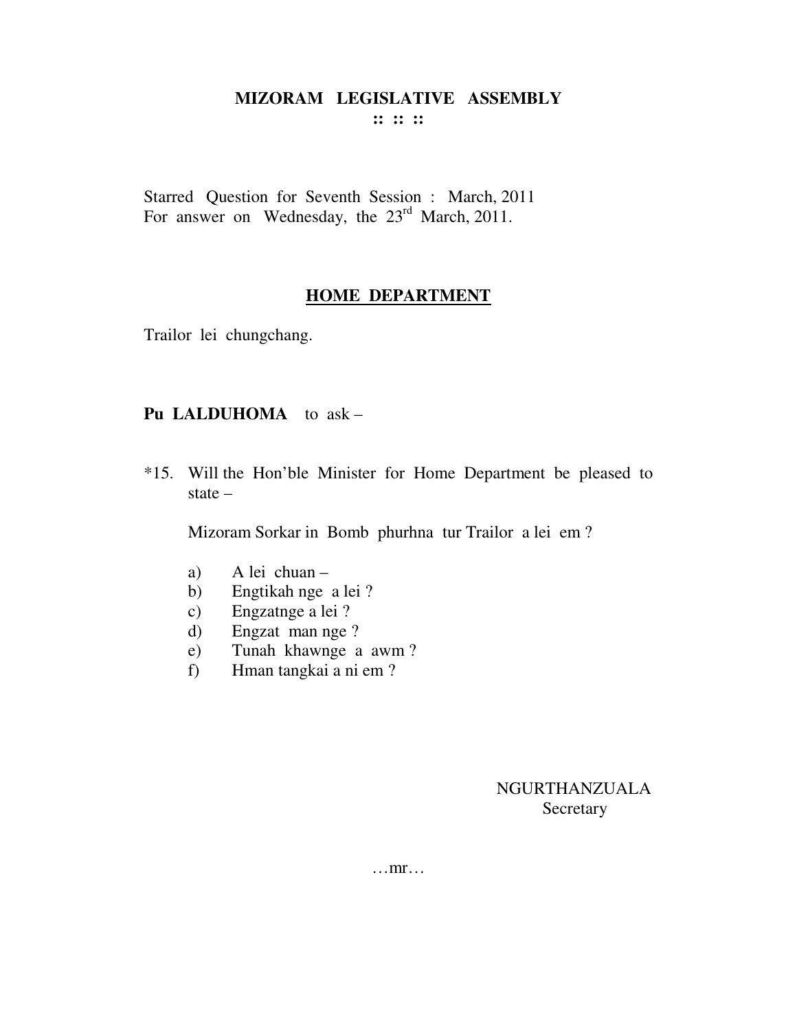# MIZORAM LEGISLATIVE ASSEMBLY

:: :: ::

Starred Question for Seventh Session : March, 2011
For answer on Wednesday, the 23rd March, 2011.

## HOME DEPARTMENT

Trailor lei chungchang.

**Pu LALDUHOMA** to ask –

*15. Will the Hon'ble Minister for Home Department be pleased to state –

Mizoram Sorkar in Bomb phurhna tur Trailor a lei em ?

- a) A lei chuan –
- b) Engtikah nge a lei ?
- c) Engzatnge a lei ?
- d) Engzat man nge ?
- e) Tunah khawnge a awm ?
- f) Hman tangkai a ni em ?

NGURTHANZUALA
Secretary

…mr…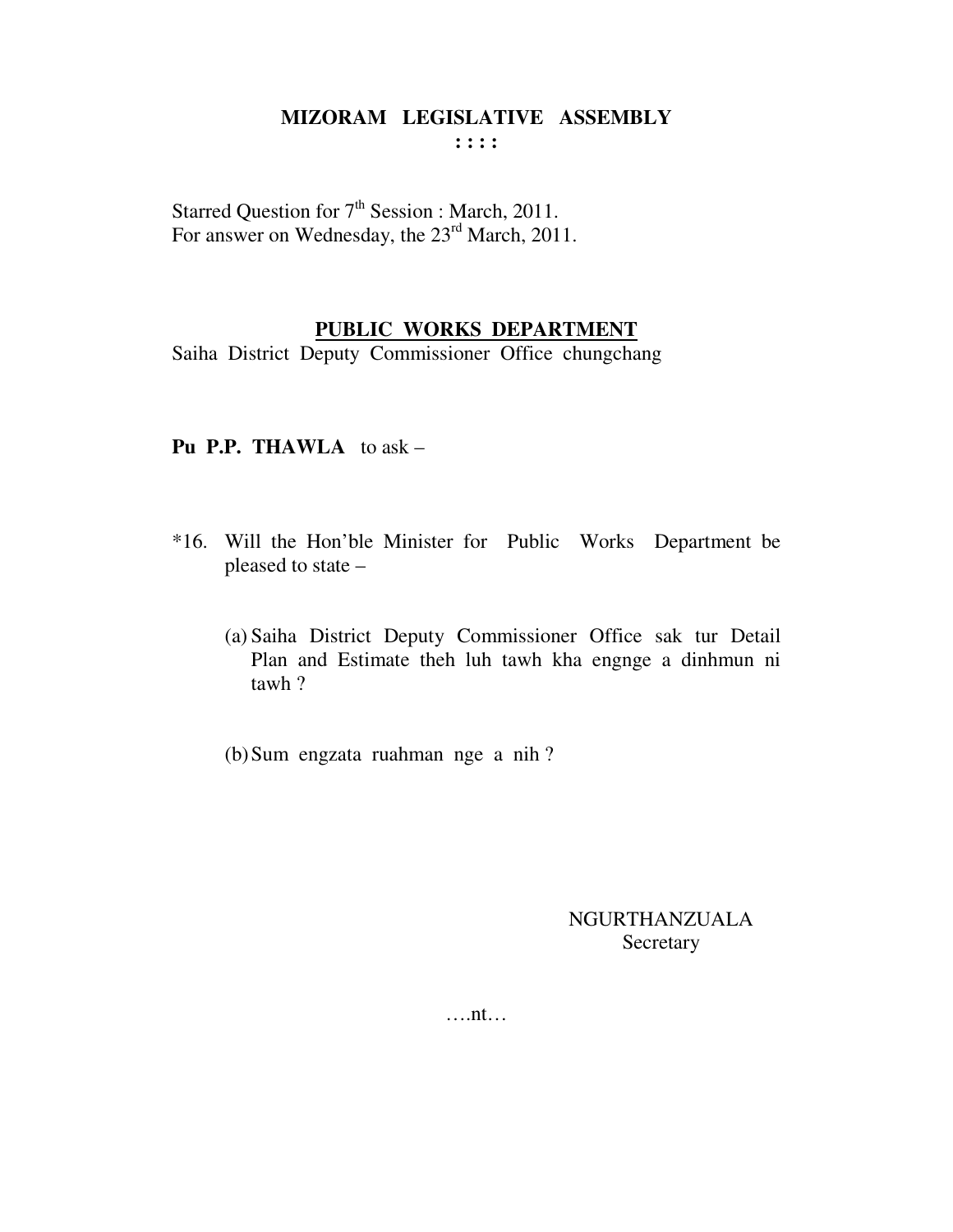**MIZORAM LEGISLATIVE ASSEMBLY**
**: : : :**

Starred Question for 7th Session : March, 2011.
For answer on Wednesday, the 23rd March, 2011.

**PUBLIC WORKS DEPARTMENT**
Saiha District Deputy Commissioner Office chungchang

**Pu P.P. THAWLA** to ask –

*16. Will the Hon'ble Minister for Public Works Department be pleased to state –

(a) Saiha District Deputy Commissioner Office sak tur Detail Plan and Estimate theh luh tawh kha engnge a dinhmun ni tawh ?

(b) Sum engzata ruahman nge a nih ?

NGURTHANZUALA
Secretary

….nt…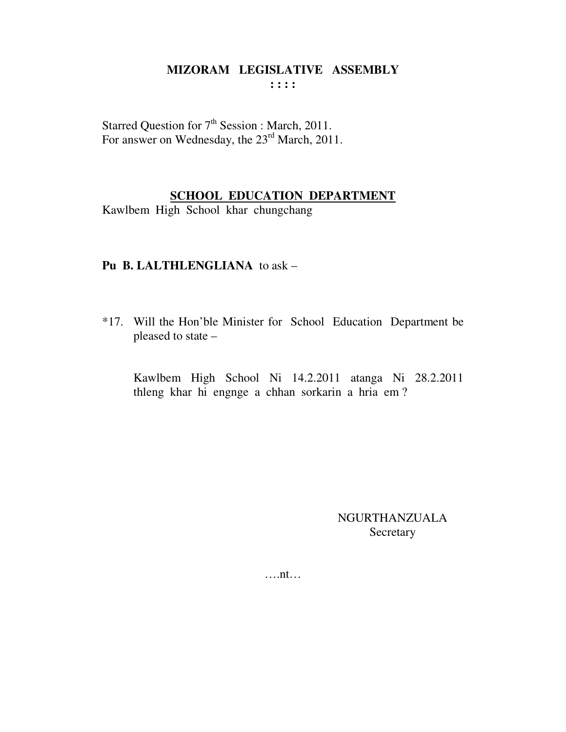**MIZORAM LEGISLATIVE ASSEMBLY**
**: : : :**

Starred Question for 7th Session : March, 2011.
For answer on Wednesday, the 23rd March, 2011.

**SCHOOL EDUCATION DEPARTMENT**

Kawlbem High School khar chungchang

**Pu B. LALTHLENGLIANA** to ask –

*17. Will the Hon'ble Minister for School Education Department be pleased to state –

Kawlbem High School Ni 14.2.2011 atanga Ni 28.2.2011 thleng khar hi engnge a chhan sorkarin a hria em ?

NGURTHANZUALA
Secretary

….nt…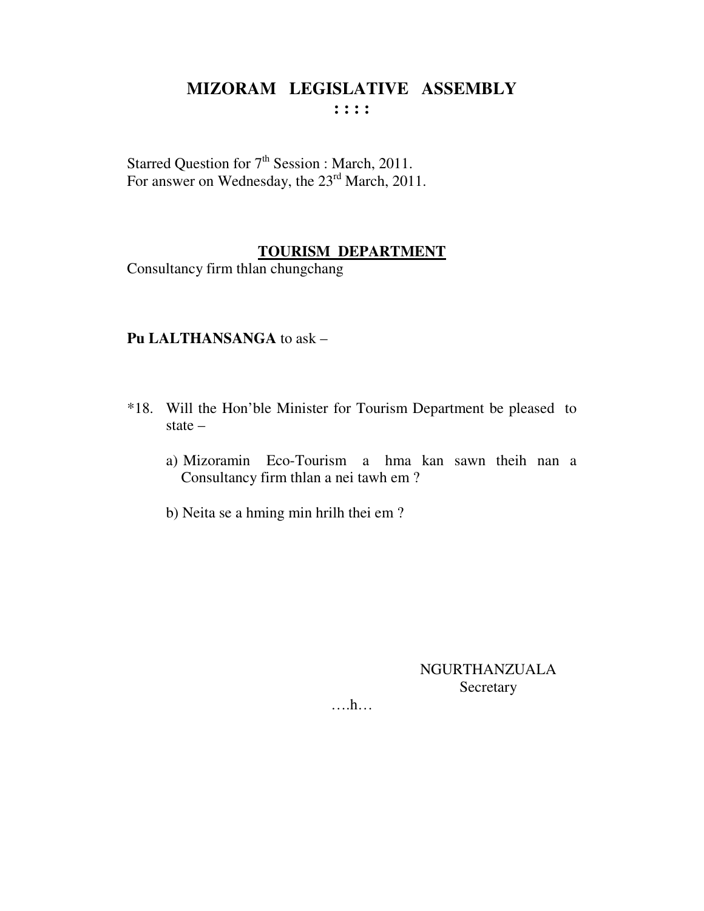# MIZORAM LEGISLATIVE ASSEMBLY

**: : : :**

Starred Question for 7th Session : March, 2011.
For answer on Wednesday, the 23rd March, 2011.

**TOURISM DEPARTMENT**

Consultancy firm thlan chungchang

**Pu LALTHANSANGA** to ask –

*18. Will the Hon'ble Minister for Tourism Department be pleased to state –

a) Mizoramin Eco-Tourism a hma kan sawn theih nan a Consultancy firm thlan a nei tawh em ?

b) Neita se a hming min hrilh thei em ?

NGURTHANZUALA
Secretary

….h…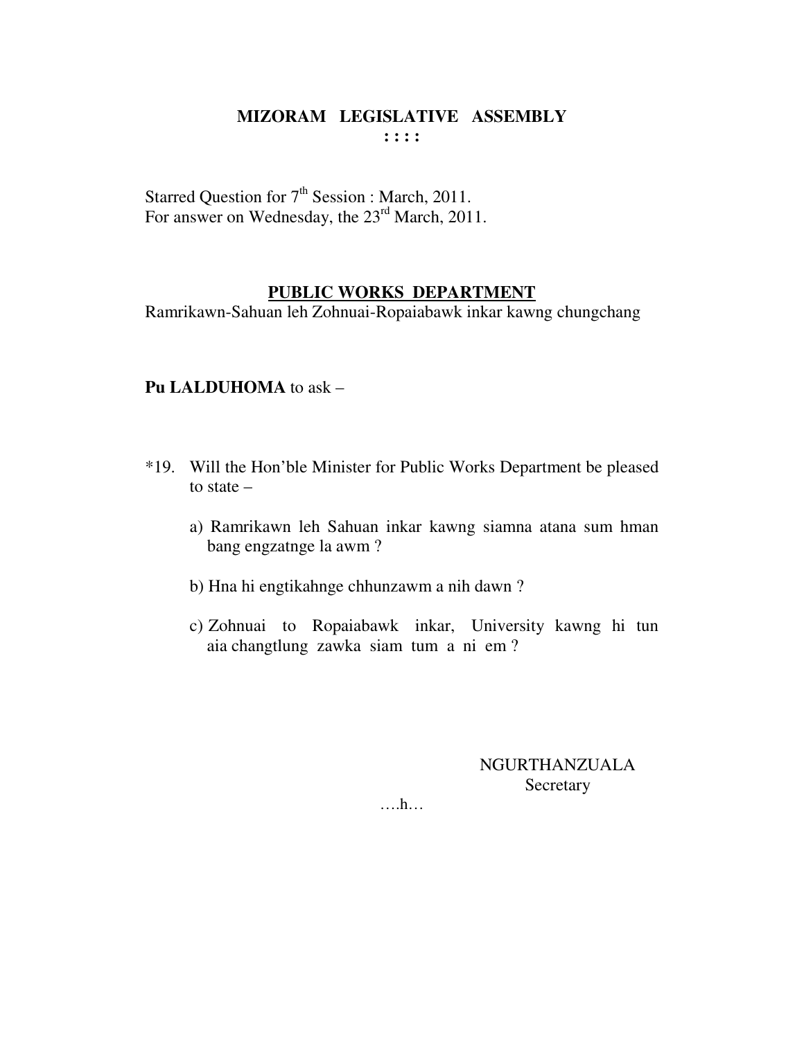# MIZORAM LEGISLATIVE ASSEMBLY

: : : :

Starred Question for 7th Session : March, 2011.
For answer on Wednesday, the 23rd March, 2011.

## PUBLIC WORKS DEPARTMENT

Ramrikawn-Sahuan leh Zohnuai-Ropaiabawk inkar kawng chungchang

**Pu LALDUHOMA** to ask –

*19. Will the Hon'ble Minister for Public Works Department be pleased to state –

a) Ramrikawn leh Sahuan inkar kawng siamna atana sum hman bang engzatnge la awm ?

b) Hna hi engtikahnge chhunzawm a nih dawn ?

c) Zohnuai to Ropaiabawk inkar, University kawng hi tun aia changtlung zawka siam tum a ni em ?

NGURTHANZUALA
Secretary

….h…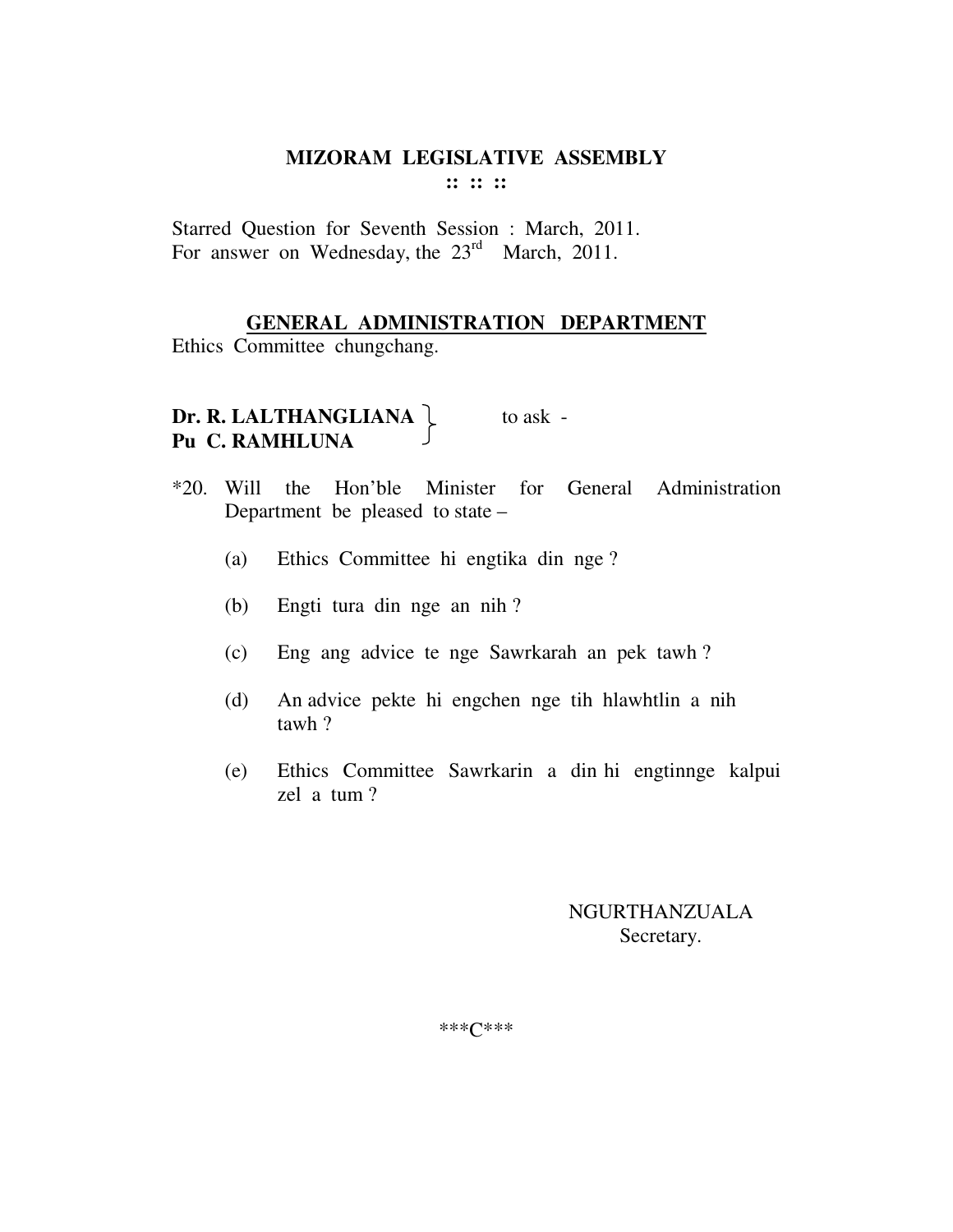# MIZORAM LEGISLATIVE ASSEMBLY

:: :: ::

Starred Question for Seventh Session : March, 2011.
For answer on Wednesday, the 23rd March, 2011.

## GENERAL ADMINISTRATION DEPARTMENT

Ethics Committee chungchang.

**Dr. R. LALTHANGLIANA**
**Pu C. RAMHLUNA** } to ask -

*20. Will the Hon'ble Minister for General Administration Department be pleased to state –

(a) Ethics Committee hi engtika din nge ?

(b) Engti tura din nge an nih ?

(c) Eng ang advice te nge Sawrkarah an pek tawh ?

(d) An advice pekte hi engchen nge tih hlawhtlin a nih tawh ?

(e) Ethics Committee Sawrkarin a din hi engtinnge kalpui zel a tum ?

NGURTHANZUALA
Secretary.

***C***